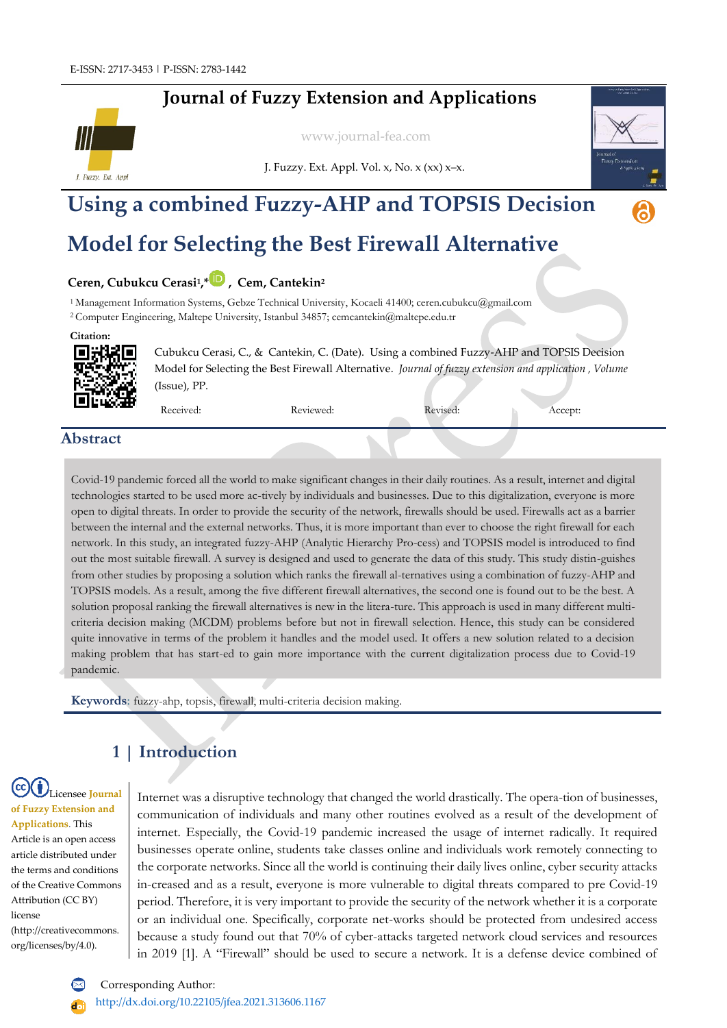E-ISSN: 2717-3453 | P-ISSN: 2783-1442

# Journal of Fuzzy Extension and Applications

www.journal-fea.com

# Using a combined Fuzzy-AHP and TOPSIS Decision Model for Selecting the Best Firewall Alternative

**Ceren, Cubukcu Cerasi[1],\*, Cem, Cantekin[2]**

[1] Management Information Systems, Gebze Technical University, Kocaeli 41400; ceren.cubukcu@gmail.com
[2] Computer Engineering, Maltepe University, Istanbul 34857; cemcantekin@maltepe.edu.tr

**Citation:**

Cubukcu Cerasi, C., & Cantekin, C. (Date). Using a combined Fuzzy-AHP and TOPSIS Decision Model for Selecting the Best Firewall Alternative. *Journal of fuzzy extension and application , Volume* (Issue), PP.

Received: Reviewed: Revised: Accept:

## Abstract

Covid-19 pandemic forced all the world to make significant changes in their daily routines. As a result, internet and digital technologies started to be used more ac-tively by individuals and businesses. Due to this digitalization, everyone is more open to digital threats. In order to provide the security of the network, firewalls should be used. Firewalls act as a barrier between the internal and the external networks. Thus, it is more important than ever to choose the right firewall for each network. In this study, an integrated fuzzy-AHP (Analytic Hierarchy Pro-cess) and TOPSIS model is introduced to find out the most suitable firewall. A survey is designed and used to generate the data of this study. This study distin-guishes from other studies by proposing a solution which ranks the firewall al-ternatives using a combination of fuzzy-AHP and TOPSIS models. As a result, among the five different firewall alternatives, the second one is found out to be the best. A solution proposal ranking the firewall alternatives is new in the litera-ture. This approach is used in many different multi-criteria decision making (MCDM) problems before but not in firewall selection. Hence, this study can be considered quite innovative in terms of the problem it handles and the model used. It offers a new solution related to a decision making problem that has start-ed to gain more importance with the current digitalization process due to Covid-19 pandemic.

**Keywords**: fuzzy-ahp, topsis, firewall, multi-criteria decision making.

## 1 | Introduction

Licensee **Journal of Fuzzy Extension and Applications**. This Article is an open access article distributed under the terms and conditions of the Creative Commons Attribution (CC BY) license (http://creativecommons.org/licenses/by/4.0).

Internet was a disruptive technology that changed the world drastically. The opera-tion of businesses, communication of individuals and many other routines evolved as a result of the development of internet. Especially, the Covid-19 pandemic increased the usage of internet radically. It required businesses operate online, students take classes online and individuals work remotely connecting to the corporate networks. Since all the world is continuing their daily lives online, cyber security attacks in-creased and as a result, everyone is more vulnerable to digital threats compared to pre Covid-19 period. Therefore, it is very important to provide the security of the network whether it is a corporate or an individual one. Specifically, corporate net-works should be protected from undesired access because a study found out that 70% of cyber-attacks targeted network cloud services and resources in 2019 [1]. A "Firewall" should be used to secure a network. It is a defense device combined of

Corresponding Author:

http://dx.doi.org/10.22105/jfea.2021.313606.1167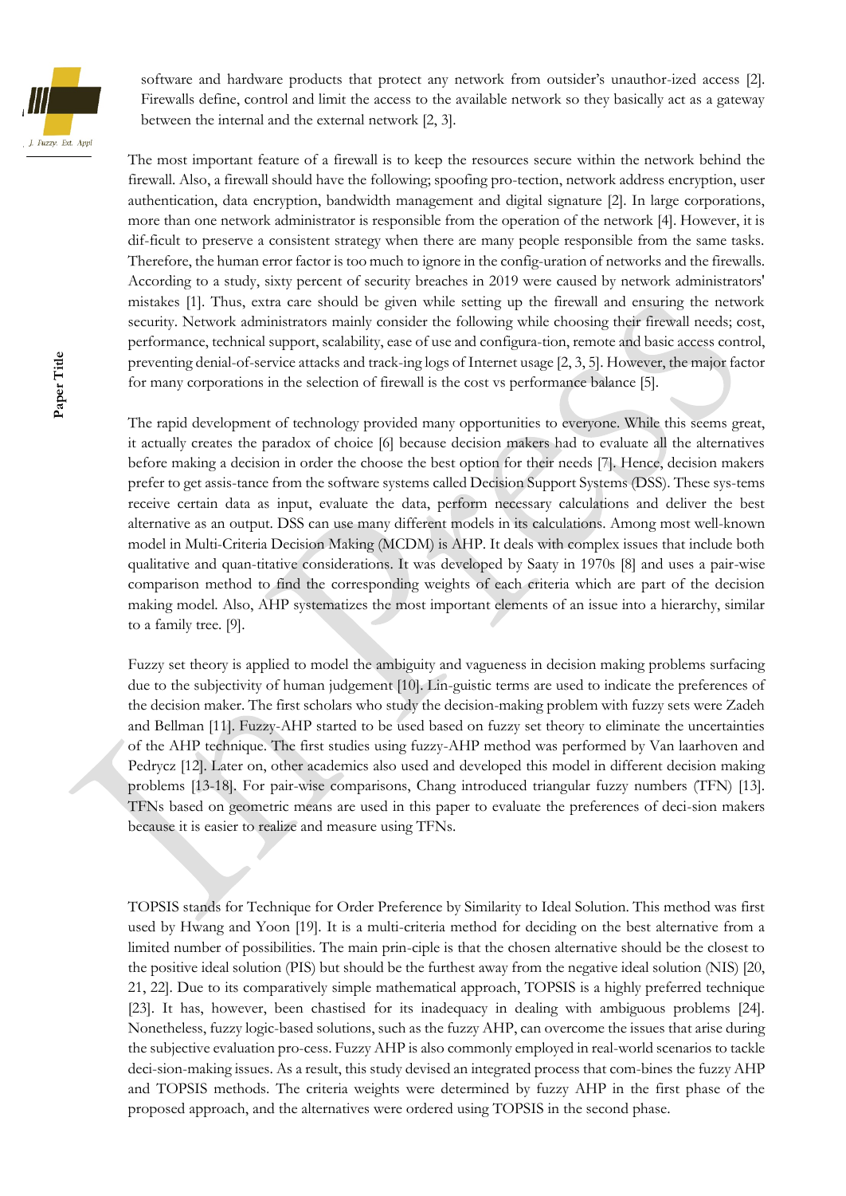software and hardware products that protect any network from outsider's unauthor-ized access [2]. Firewalls define, control and limit the access to the available network so they basically act as a gateway between the internal and the external network [2, 3].

The most important feature of a firewall is to keep the resources secure within the network behind the firewall. Also, a firewall should have the following; spoofing pro-tection, network address encryption, user authentication, data encryption, bandwidth management and digital signature [2]. In large corporations, more than one network administrator is responsible from the operation of the network [4]. However, it is dif-ficult to preserve a consistent strategy when there are many people responsible from the same tasks. Therefore, the human error factor is too much to ignore in the config-uration of networks and the firewalls. According to a study, sixty percent of security breaches in 2019 were caused by network administrators' mistakes [1]. Thus, extra care should be given while setting up the firewall and ensuring the network security. Network administrators mainly consider the following while choosing their firewall needs; cost, performance, technical support, scalability, ease of use and configura-tion, remote and basic access control, preventing denial-of-service attacks and track-ing logs of Internet usage [2, 3, 5]. However, the major factor for many corporations in the selection of firewall is the cost vs performance balance [5].

The rapid development of technology provided many opportunities to everyone. While this seems great, it actually creates the paradox of choice [6] because decision makers had to evaluate all the alternatives before making a decision in order the choose the best option for their needs [7]. Hence, decision makers prefer to get assis-tance from the software systems called Decision Support Systems (DSS). These sys-tems receive certain data as input, evaluate the data, perform necessary calculations and deliver the best alternative as an output. DSS can use many different models in its calculations. Among most well-known model in Multi-Criteria Decision Making (MCDM) is AHP. It deals with complex issues that include both qualitative and quan-titative considerations. It was developed by Saaty in 1970s [8] and uses a pair-wise comparison method to find the corresponding weights of each criteria which are part of the decision making model. Also, AHP systematizes the most important elements of an issue into a hierarchy, similar to a family tree. [9].

Fuzzy set theory is applied to model the ambiguity and vagueness in decision making problems surfacing due to the subjectivity of human judgement [10]. Lin-guistic terms are used to indicate the preferences of the decision maker. The first scholars who study the decision-making problem with fuzzy sets were Zadeh and Bellman [11]. Fuzzy-AHP started to be used based on fuzzy set theory to eliminate the uncertainties of the AHP technique. The first studies using fuzzy-AHP method was performed by Van laarhoven and Pedrycz [12]. Later on, other academics also used and developed this model in different decision making problems [13-18]. For pair-wise comparisons, Chang introduced triangular fuzzy numbers (TFN) [13]. TFNs based on geometric means are used in this paper to evaluate the preferences of deci-sion makers because it is easier to realize and measure using TFNs.

TOPSIS stands for Technique for Order Preference by Similarity to Ideal Solution. This method was first used by Hwang and Yoon [19]. It is a multi-criteria method for deciding on the best alternative from a limited number of possibilities. The main prin-ciple is that the chosen alternative should be the closest to the positive ideal solution (PIS) but should be the furthest away from the negative ideal solution (NIS) [20, 21, 22]. Due to its comparatively simple mathematical approach, TOPSIS is a highly preferred technique [23]. It has, however, been chastised for its inadequacy in dealing with ambiguous problems [24]. Nonetheless, fuzzy logic-based solutions, such as the fuzzy AHP, can overcome the issues that arise during the subjective evaluation pro-cess. Fuzzy AHP is also commonly employed in real-world scenarios to tackle deci-sion-making issues. As a result, this study devised an integrated process that com-bines the fuzzy AHP and TOPSIS methods. The criteria weights were determined by fuzzy AHP in the first phase of the proposed approach, and the alternatives were ordered using TOPSIS in the second phase.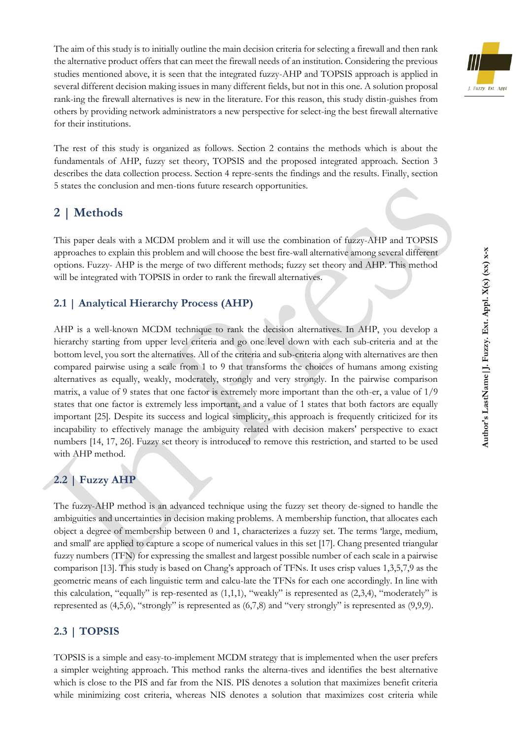The aim of this study is to initially outline the main decision criteria for selecting a firewall and then rank the alternative product offers that can meet the firewall needs of an institution. Considering the previous studies mentioned above, it is seen that the integrated fuzzy-AHP and TOPSIS approach is applied in several different decision making issues in many different fields, but not in this one. A solution proposal rank-ing the firewall alternatives is new in the literature. For this reason, this study distin-guishes from others by providing network administrators a new perspective for select-ing the best firewall alternative for their institutions.

The rest of this study is organized as follows. Section 2 contains the methods which is about the fundamentals of AHP, fuzzy set theory, TOPSIS and the proposed integrated approach. Section 3 describes the data collection process. Section 4 repre-sents the findings and the results. Finally, section 5 states the conclusion and men-tions future research opportunities.

## 2 | Methods

This paper deals with a MCDM problem and it will use the combination of fuzzy-AHP and TOPSIS approaches to explain this problem and will choose the best fire-wall alternative among several different options. Fuzzy- AHP is the merge of two different methods; fuzzy set theory and AHP. This method will be integrated with TOPSIS in order to rank the firewall alternatives.

### 2.1 | Analytical Hierarchy Process (AHP)

AHP is a well-known MCDM technique to rank the decision alternatives. In AHP, you develop a hierarchy starting from upper level criteria and go one level down with each sub-criteria and at the bottom level, you sort the alternatives. All of the criteria and sub-criteria along with alternatives are then compared pairwise using a scale from 1 to 9 that transforms the choices of humans among existing alternatives as equally, weakly, moderately, strongly and very strongly. In the pairwise comparison matrix, a value of 9 states that one factor is extremely more important than the oth-er, a value of 1/9 states that one factor is extremely less important, and a value of 1 states that both factors are equally important [25]. Despite its success and logical simplicity, this approach is frequently criticized for its incapability to effectively manage the ambiguity related with decision makers' perspective to exact numbers [14, 17, 26]. Fuzzy set theory is introduced to remove this restriction, and started to be used with AHP method.

### 2.2 | Fuzzy AHP

The fuzzy-AHP method is an advanced technique using the fuzzy set theory de-signed to handle the ambiguities and uncertainties in decision making problems. A membership function, that allocates each object a degree of membership between 0 and 1, characterizes a fuzzy set. The terms 'large, medium, and small' are applied to capture a scope of numerical values in this set [17]. Chang presented triangular fuzzy numbers (TFN) for expressing the smallest and largest possible number of each scale in a pairwise comparison [13]. This study is based on Chang's approach of TFNs. It uses crisp values 1,3,5,7,9 as the geometric means of each linguistic term and calcu-late the TFNs for each one accordingly. In line with this calculation, "equally" is rep-resented as (1,1,1), "weakly" is represented as (2,3,4), "moderately" is represented as (4,5,6), "strongly" is represented as (6,7,8) and "very strongly" is represented as (9,9,9).

### 2.3 | TOPSIS

TOPSIS is a simple and easy-to-implement MCDM strategy that is implemented when the user prefers a simpler weighting approach. This method ranks the alterna-tives and identifies the best alternative which is close to the PIS and far from the NIS. PIS denotes a solution that maximizes benefit criteria while minimizing cost criteria, whereas NIS denotes a solution that maximizes cost criteria while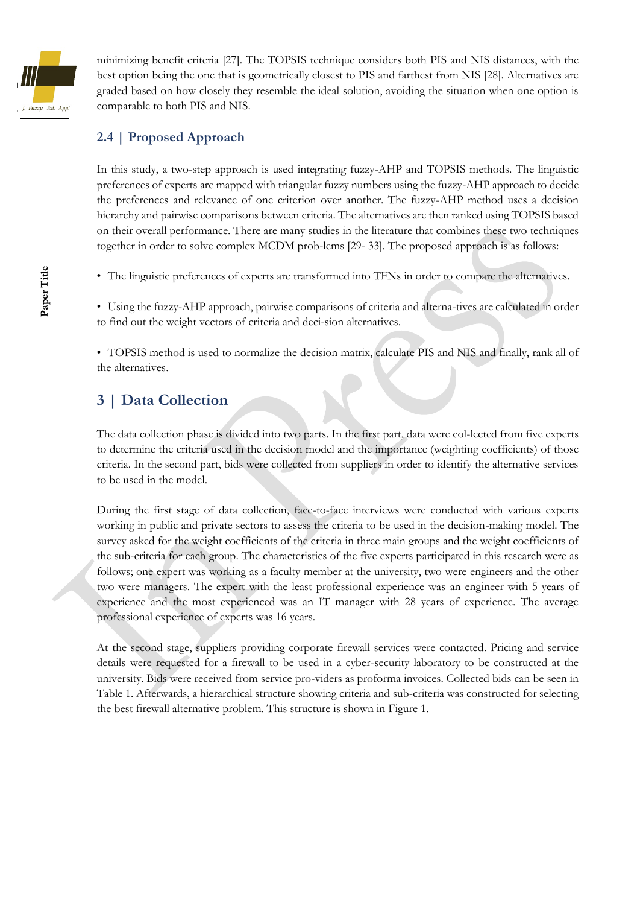minimizing benefit criteria [27]. The TOPSIS technique considers both PIS and NIS distances, with the best option being the one that is geometrically closest to PIS and farthest from NIS [28]. Alternatives are graded based on how closely they resemble the ideal solution, avoiding the situation when one option is comparable to both PIS and NIS.

### 2.4 | Proposed Approach

In this study, a two-step approach is used integrating fuzzy-AHP and TOPSIS methods. The linguistic preferences of experts are mapped with triangular fuzzy numbers using the fuzzy-AHP approach to decide the preferences and relevance of one criterion over another. The fuzzy-AHP method uses a decision hierarchy and pairwise comparisons between criteria. The alternatives are then ranked using TOPSIS based on their overall performance. There are many studies in the literature that combines these two techniques together in order to solve complex MCDM prob-lems [29- 33]. The proposed approach is as follows:

- The linguistic preferences of experts are transformed into TFNs in order to compare the alternatives.

- Using the fuzzy-AHP approach, pairwise comparisons of criteria and alterna-tives are calculated in order to find out the weight vectors of criteria and deci-sion alternatives.

- TOPSIS method is used to normalize the decision matrix, calculate PIS and NIS and finally, rank all of the alternatives.

## 3 | Data Collection

The data collection phase is divided into two parts. In the first part, data were col-lected from five experts to determine the criteria used in the decision model and the importance (weighting coefficients) of those criteria. In the second part, bids were collected from suppliers in order to identify the alternative services to be used in the model.

During the first stage of data collection, face-to-face interviews were conducted with various experts working in public and private sectors to assess the criteria to be used in the decision-making model. The survey asked for the weight coefficients of the criteria in three main groups and the weight coefficients of the sub-criteria for each group. The characteristics of the five experts participated in this research were as follows; one expert was working as a faculty member at the university, two were engineers and the other two were managers. The expert with the least professional experience was an engineer with 5 years of experience and the most experienced was an IT manager with 28 years of experience. The average professional experience of experts was 16 years.

At the second stage, suppliers providing corporate firewall services were contacted. Pricing and service details were requested for a firewall to be used in a cyber-security laboratory to be constructed at the university. Bids were received from service pro-viders as proforma invoices. Collected bids can be seen in Table 1. Afterwards, a hierarchical structure showing criteria and sub-criteria was constructed for selecting the best firewall alternative problem. This structure is shown in Figure 1.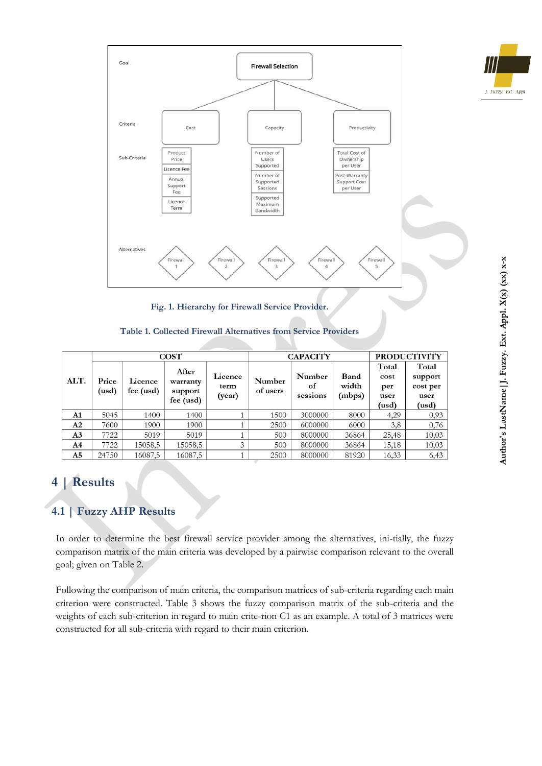Fig. 1. Hierarchy for Firewall Service Provider.

Table 1. Collected Firewall Alternatives from Service Providers

| ALT. | COST | | | | CAPACITY | | | PRODUCTIVITY | |
|---|---|---|---|---|---|---|---|---|---|
| | Price (usd) | Licence fee (usd) | After warranty support fee (usd) | Licence term (year) | Number of users | Number of sessions | Band width (mbps) | Total cost per user (usd) | Total support cost per user (usd) |
| **A1** | 5045 | 1400 | 1400 | 1 | 1500 | 3000000 | 8000 | 4,29 | 0,93 |
| **A2** | 7600 | 1900 | 1900 | 1 | 2500 | 6000000 | 6000 | 3,8 | 0,76 |
| **A3** | 7722 | 5019 | 5019 | 1 | 500 | 8000000 | 36864 | 25,48 | 10,03 |
| **A4** | 7722 | 15058,5 | 15058,5 | 3 | 500 | 8000000 | 36864 | 15,18 | 10,03 |
| **A5** | 24750 | 16087,5 | 16087,5 | 1 | 2500 | 8000000 | 81920 | 16,33 | 6,43 |

## 4 | Results

### 4.1 | Fuzzy AHP Results

In order to determine the best firewall service provider among the alternatives, ini-tially, the fuzzy comparison matrix of the main criteria was developed by a pairwise comparison relevant to the overall goal; given on Table 2.

Following the comparison of main criteria, the comparison matrices of sub-criteria regarding each main criterion were constructed. Table 3 shows the fuzzy comparison matrix of the sub-criteria and the weights of each sub-criterion in regard to main crite-rion C1 as an example. A total of 3 matrices were constructed for all sub-criteria with regard to their main criterion.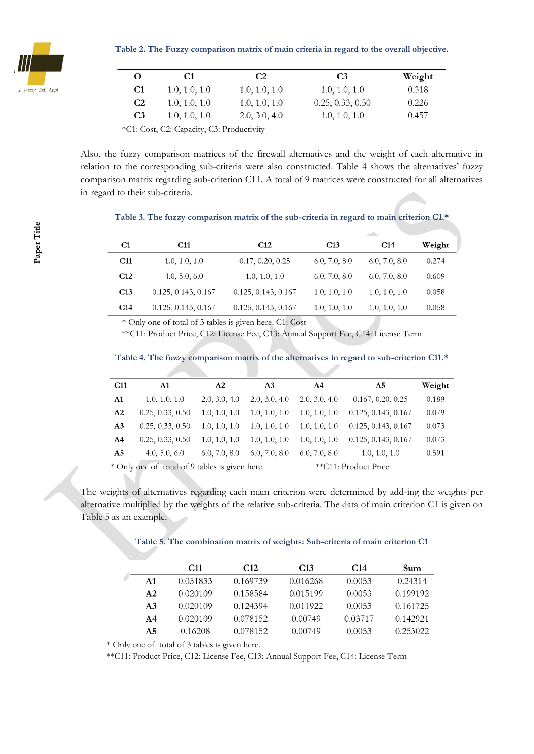**Table 2. The Fuzzy comparison matrix of main criteria in regard to the overall objective.**

| O | C1 | C2 | C3 | Weight |
|---|---|---|---|---|
| **C1** | 1.0, 1.0, 1.0 | 1.0, 1.0, 1.0 | 1.0, 1.0, 1.0 | 0.318 |
| **C2** | 1.0, 1.0, 1.0 | 1.0, 1.0, 1.0 | 0.25, 0.33, 0.50 | 0.226 |
| **C3** | 1.0, 1.0, 1.0 | 2.0, 3.0, 4.0 | 1.0, 1.0, 1.0 | 0.457 |

*C1: Cost, C2: Capacity, C3: Productivity

Also, the fuzzy comparison matrices of the firewall alternatives and the weight of each alternative in relation to the corresponding sub-criteria were also constructed. Table 4 shows the alternatives' fuzzy comparison matrix regarding sub-criterion C11. A total of 9 matrices were constructed for all alternatives in regard to their sub-criteria.

**Table 3. The fuzzy comparison matrix of the sub-criteria in regard to main criterion C1.***

| C1 | C11 | C12 | C13 | C14 | Weight |
|---|---|---|---|---|---|
| **C11** | 1.0, 1.0, 1.0 | 0.17, 0.20, 0.25 | 6.0, 7.0, 8.0 | 6.0, 7.0, 8.0 | 0.274 |
| **C12** | 4.0, 5.0, 6.0 | 1.0, 1.0, 1.0 | 6.0, 7.0, 8.0 | 6.0, 7.0, 8.0 | 0.609 |
| **C13** | 0.125, 0.143, 0.167 | 0.125, 0.143, 0.167 | 1.0, 1.0, 1.0 | 1.0, 1.0, 1.0 | 0.058 |
| **C14** | 0.125, 0.143, 0.167 | 0.125, 0.143, 0.167 | 1.0, 1.0, 1.0 | 1.0, 1.0, 1.0 | 0.058 |

* Only one of total of 3 tables is given here. C1: Cost
**C11: Product Price, C12: License Fee, C13: Annual Support Fee, C14: License Term

**Table 4. The fuzzy comparison matrix of the alternatives in regard to sub-criterion C11.***

| C11 | A1 | A2 | A3 | A4 | A5 | Weight |
|---|---|---|---|---|---|---|
| **A1** | 1.0, 1.0, 1.0 | 2.0, 3.0, 4.0 | 2.0, 3.0, 4.0 | 2.0, 3.0, 4.0 | 0.167, 0.20, 0.25 | 0.189 |
| **A2** | 0.25, 0.33, 0.50 | 1.0, 1.0, 1.0 | 1.0, 1.0, 1.0 | 1.0, 1.0, 1.0 | 0.125, 0.143, 0.167 | 0.079 |
| **A3** | 0.25, 0.33, 0.50 | 1.0, 1.0, 1.0 | 1.0, 1.0, 1.0 | 1.0, 1.0, 1.0 | 0.125, 0.143, 0.167 | 0.073 |
| **A4** | 0.25, 0.33, 0.50 | 1.0, 1.0, 1.0 | 1.0, 1.0, 1.0 | 1.0, 1.0, 1.0 | 0.125, 0.143, 0.167 | 0.073 |
| **A5** | 4.0, 5.0, 6.0 | 6.0, 7.0, 8.0 | 6.0, 7.0, 8.0 | 6.0, 7.0, 8.0 | 1.0, 1.0, 1.0 | 0.591 |

* Only one of total of 9 tables is given here. **C11: Product Price

The weights of alternatives regarding each main criterion were determined by add-ing the weights per alternative multiplied by the weights of the relative sub-criteria. The data of main criterion C1 is given on Table 5 as an example.

**Table 5. The combination matrix of weights: Sub-criteria of main criterion C1**

| | C11 | C12 | C13 | C14 | Sum |
|---|---|---|---|---|---|
| **A1** | 0.051833 | 0.169739 | 0.016268 | 0.0053 | 0.24314 |
| **A2** | 0.020109 | 0.158584 | 0.015199 | 0.0053 | 0.199192 |
| **A3** | 0.020109 | 0.124394 | 0.011922 | 0.0053 | 0.161725 |
| **A4** | 0.020109 | 0.078152 | 0.00749 | 0.03717 | 0.142921 |
| **A5** | 0.16208 | 0.078152 | 0.00749 | 0.0053 | 0.253022 |

* Only one of total of 3 tables is given here.
**C11: Product Price, C12: License Fee, C13: Annual Support Fee, C14: License Term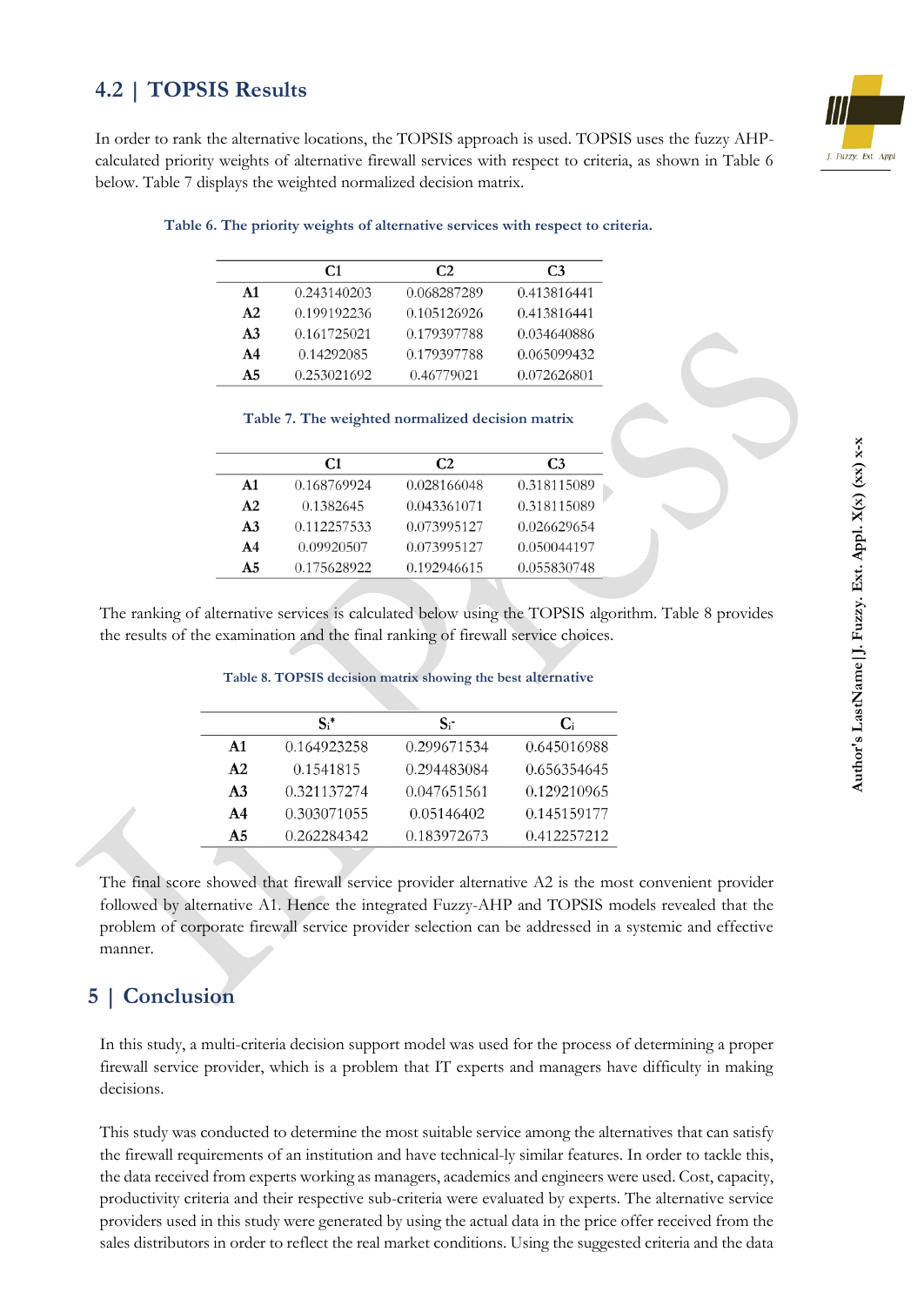## 4.2 | TOPSIS Results

In order to rank the alternative locations, the TOPSIS approach is used. TOPSIS uses the fuzzy AHP-calculated priority weights of alternative firewall services with respect to criteria, as shown in Table 6 below. Table 7 displays the weighted normalized decision matrix.

**Table 6. The priority weights of alternative services with respect to criteria.**

| | C1 | C2 | C3 |
|---|---|---|---|
| **A1** | 0.243140203 | 0.068287289 | 0.413816441 |
| **A2** | 0.199192236 | 0.105126926 | 0.413816441 |
| **A3** | 0.161725021 | 0.179397788 | 0.034640886 |
| **A4** | 0.14292085 | 0.179397788 | 0.065099432 |
| **A5** | 0.253021692 | 0.46779021 | 0.072626801 |

**Table 7. The weighted normalized decision matrix**

| | C1 | C2 | C3 |
|---|---|---|---|
| **A1** | 0.168769924 | 0.028166048 | 0.318115089 |
| **A2** | 0.1382645 | 0.043361071 | 0.318115089 |
| **A3** | 0.112257533 | 0.073995127 | 0.026629654 |
| **A4** | 0.09920507 | 0.073995127 | 0.050044197 |
| **A5** | 0.175628922 | 0.192946615 | 0.055830748 |

The ranking of alternative services is calculated below using the TOPSIS algorithm. Table 8 provides the results of the examination and the final ranking of firewall service choices.

**Table 8. TOPSIS decision matrix showing the best alternative**

| | $S_i^*$ | $S_i^-$ | $C_i$ |
|---|---|---|---|
| **A1** | 0.164923258 | 0.299671534 | 0.645016988 |
| **A2** | 0.1541815 | 0.294483084 | 0.656354645 |
| **A3** | 0.321137274 | 0.047651561 | 0.129210965 |
| **A4** | 0.303071055 | 0.05146402 | 0.145159177 |
| **A5** | 0.262284342 | 0.183972673 | 0.412257212 |

The final score showed that firewall service provider alternative A2 is the most convenient provider followed by alternative A1. Hence the integrated Fuzzy-AHP and TOPSIS models revealed that the problem of corporate firewall service provider selection can be addressed in a systemic and effective manner.

# 5 | Conclusion

In this study, a multi-criteria decision support model was used for the process of determining a proper firewall service provider, which is a problem that IT experts and managers have difficulty in making decisions.

This study was conducted to determine the most suitable service among the alternatives that can satisfy the firewall requirements of an institution and have technical-ly similar features. In order to tackle this, the data received from experts working as managers, academics and engineers were used. Cost, capacity, productivity criteria and their respective sub-criteria were evaluated by experts. The alternative service providers used in this study were generated by using the actual data in the price offer received from the sales distributors in order to reflect the real market conditions. Using the suggested criteria and the data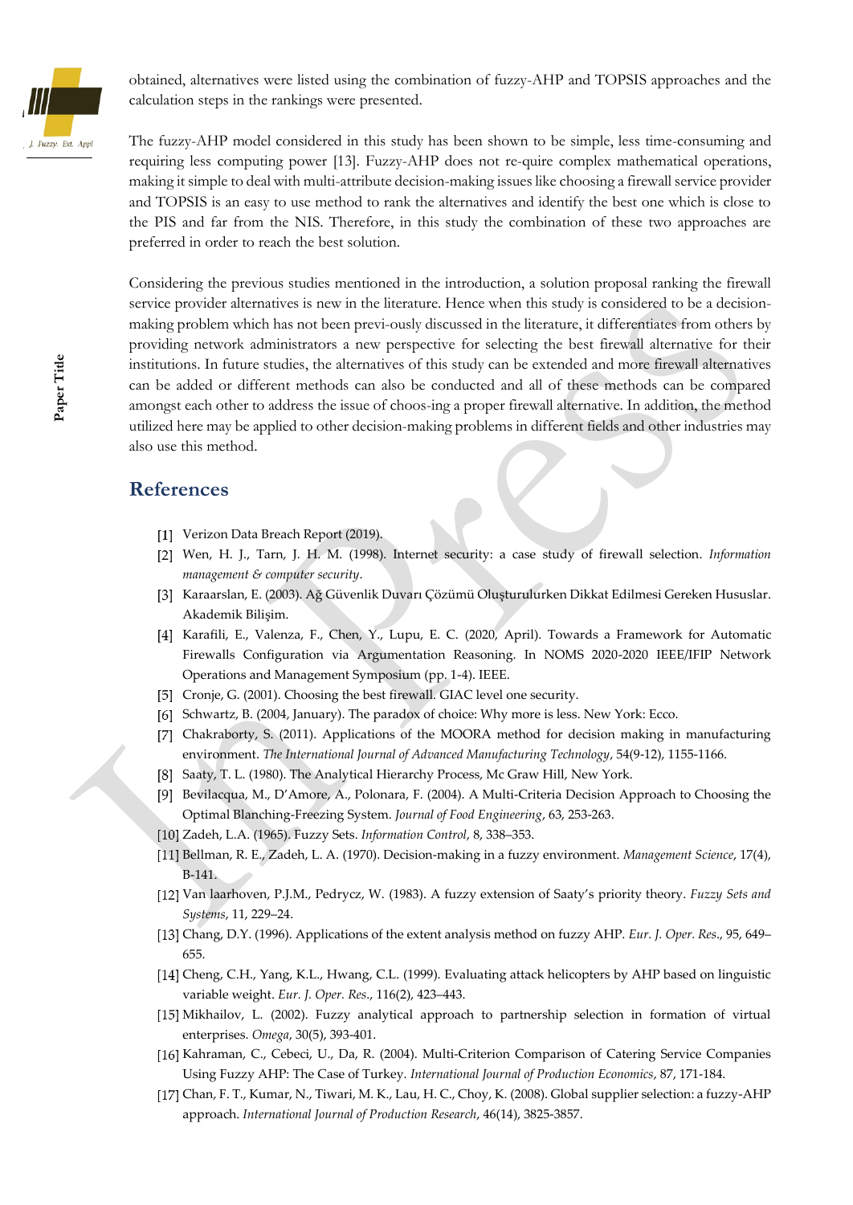obtained, alternatives were listed using the combination of fuzzy-AHP and TOPSIS approaches and the calculation steps in the rankings were presented.

The fuzzy-AHP model considered in this study has been shown to be simple, less time-consuming and requiring less computing power [13]. Fuzzy-AHP does not re-quire complex mathematical operations, making it simple to deal with multi-attribute decision-making issues like choosing a firewall service provider and TOPSIS is an easy to use method to rank the alternatives and identify the best one which is close to the PIS and far from the NIS. Therefore, in this study the combination of these two approaches are preferred in order to reach the best solution.

Considering the previous studies mentioned in the introduction, a solution proposal ranking the firewall service provider alternatives is new in the literature. Hence when this study is considered to be a decision-making problem which has not been previ-ously discussed in the literature, it differentiates from others by providing network administrators a new perspective for selecting the best firewall alternative for their institutions. In future studies, the alternatives of this study can be extended and more firewall alternatives can be added or different methods can also be conducted and all of these methods can be compared amongst each other to address the issue of choos-ing a proper firewall alternative. In addition, the method utilized here may be applied to other decision-making problems in different fields and other industries may also use this method.

## References

[1] Verizon Data Breach Report (2019).

[2] Wen, H. J., Tarn, J. H. M. (1998). Internet security: a case study of firewall selection. *Information management & computer security*.

[3] Karaarslan, E. (2003). Ağ Güvenlik Duvarı Çözümü Oluşturulurken Dikkat Edilmesi Gereken Hususlar. Akademik Bilişim.

[4] Karafili, E., Valenza, F., Chen, Y., Lupu, E. C. (2020, April). Towards a Framework for Automatic Firewalls Configuration via Argumentation Reasoning. In NOMS 2020-2020 IEEE/IFIP Network Operations and Management Symposium (pp. 1-4). IEEE.

[5] Cronje, G. (2001). Choosing the best firewall. GIAC level one security.

[6] Schwartz, B. (2004, January). The paradox of choice: Why more is less. New York: Ecco.

[7] Chakraborty, S. (2011). Applications of the MOORA method for decision making in manufacturing environment. *The International Journal of Advanced Manufacturing Technology*, 54(9-12), 1155-1166.

[8] Saaty, T. L. (1980). The Analytical Hierarchy Process, Mc Graw Hill, New York.

[9] Bevilacqua, M., D'Amore, A., Polonara, F. (2004). A Multi-Criteria Decision Approach to Choosing the Optimal Blanching-Freezing System. *Journal of Food Engineering*, 63, 253-263.

[10] Zadeh, L.A. (1965). Fuzzy Sets. *Information Control*, 8, 338–353.

[11] Bellman, R. E., Zadeh, L. A. (1970). Decision-making in a fuzzy environment. *Management Science*, 17(4), B-141.

[12] Van laarhoven, P.J.M., Pedrycz, W. (1983). A fuzzy extension of Saaty's priority theory. *Fuzzy Sets and Systems*, 11, 229–24.

[13] Chang, D.Y. (1996). Applications of the extent analysis method on fuzzy AHP. *Eur. J. Oper. Res*., 95, 649–655.

[14] Cheng, C.H., Yang, K.L., Hwang, C.L. (1999). Evaluating attack helicopters by AHP based on linguistic variable weight. *Eur. J. Oper. Res*., 116(2), 423–443.

[15] Mikhailov, L. (2002). Fuzzy analytical approach to partnership selection in formation of virtual enterprises. *Omega*, 30(5), 393-401.

[16] Kahraman, C., Cebeci, U., Da, R. (2004). Multi-Criterion Comparison of Catering Service Companies Using Fuzzy AHP: The Case of Turkey. *International Journal of Production Economics*, 87, 171-184.

[17] Chan, F. T., Kumar, N., Tiwari, M. K., Lau, H. C., Choy, K. (2008). Global supplier selection: a fuzzy-AHP approach. *International Journal of Production Research*, 46(14), 3825-3857.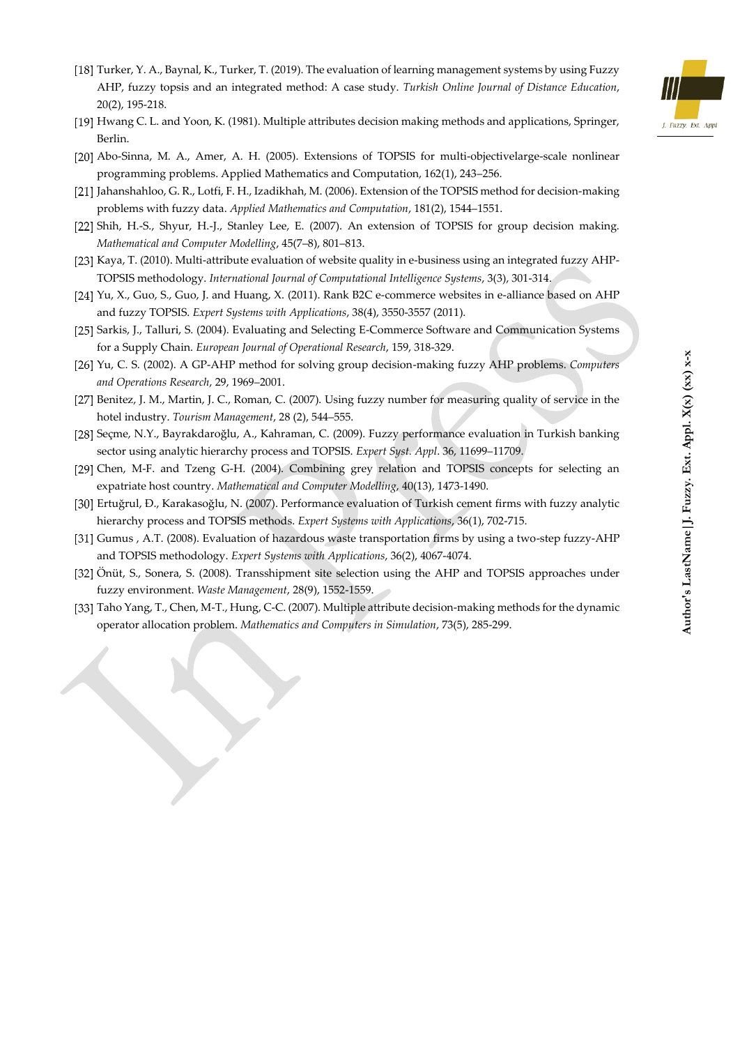[18] Turker, Y. A., Baynal, K., Turker, T. (2019). The evaluation of learning management systems by using Fuzzy AHP, fuzzy topsis and an integrated method: A case study. *Turkish Online Journal of Distance Education*, 20(2), 195-218.

[19] Hwang C. L. and Yoon, K. (1981). Multiple attributes decision making methods and applications, Springer, Berlin.

[20] Abo-Sinna, M. A., Amer, A. H. (2005). Extensions of TOPSIS for multi-objectivelarge-scale nonlinear programming problems. Applied Mathematics and Computation, 162(1), 243–256.

[21] Jahanshahloo, G. R., Lotfi, F. H., Izadikhah, M. (2006). Extension of the TOPSIS method for decision-making problems with fuzzy data. *Applied Mathematics and Computation*, 181(2), 1544–1551.

[22] Shih, H.-S., Shyur, H.-J., Stanley Lee, E. (2007). An extension of TOPSIS for group decision making. *Mathematical and Computer Modelling*, 45(7–8), 801–813.

[23] Kaya, T. (2010). Multi-attribute evaluation of website quality in e-business using an integrated fuzzy AHP-TOPSIS methodology. *International Journal of Computational Intelligence Systems*, 3(3), 301-314.

[24] Yu, X., Guo, S., Guo, J. and Huang, X. (2011). Rank B2C e-commerce websites in e-alliance based on AHP and fuzzy TOPSIS. *Expert Systems with Applications*, 38(4), 3550-3557 (2011).

[25] Sarkis, J., Talluri, S. (2004). Evaluating and Selecting E-Commerce Software and Communication Systems for a Supply Chain. *European Journal of Operational Research*, 159, 318-329.

[26] Yu, C. S. (2002). A GP-AHP method for solving group decision-making fuzzy AHP problems. *Computers and Operations Research*, 29, 1969–2001.

[27] Benitez, J. M., Martin, J. C., Roman, C. (2007). Using fuzzy number for measuring quality of service in the hotel industry. *Tourism Management*, 28 (2), 544–555.

[28] Seçme, N.Y., Bayrakdaroğlu, A., Kahraman, C. (2009). Fuzzy performance evaluation in Turkish banking sector using analytic hierarchy process and TOPSIS. *Expert Syst. Appl*. 36, 11699–11709.

[29] Chen, M-F. and Tzeng G-H. (2004). Combining grey relation and TOPSIS concepts for selecting an expatriate host country. *Mathematical and Computer Modelling*, 40(13), 1473-1490.

[30] Ertuğrul, Đ., Karakasoğlu, N. (2007). Performance evaluation of Turkish cement firms with fuzzy analytic hierarchy process and TOPSIS methods. *Expert Systems with Applications*, 36(1), 702-715.

[31] Gumus , A.T. (2008). Evaluation of hazardous waste transportation firms by using a two-step fuzzy-AHP and TOPSIS methodology. *Expert Systems with Applications*, 36(2), 4067-4074.

[32] Önüt, S., Sonera, S. (2008). Transshipment site selection using the AHP and TOPSIS approaches under fuzzy environment. *Waste Management*, 28(9), 1552-1559.

[33] Taho Yang, T., Chen, M-T., Hung, C-C. (2007). Multiple attribute decision-making methods for the dynamic operator allocation problem. *Mathematics and Computers in Simulation*, 73(5), 285-299.